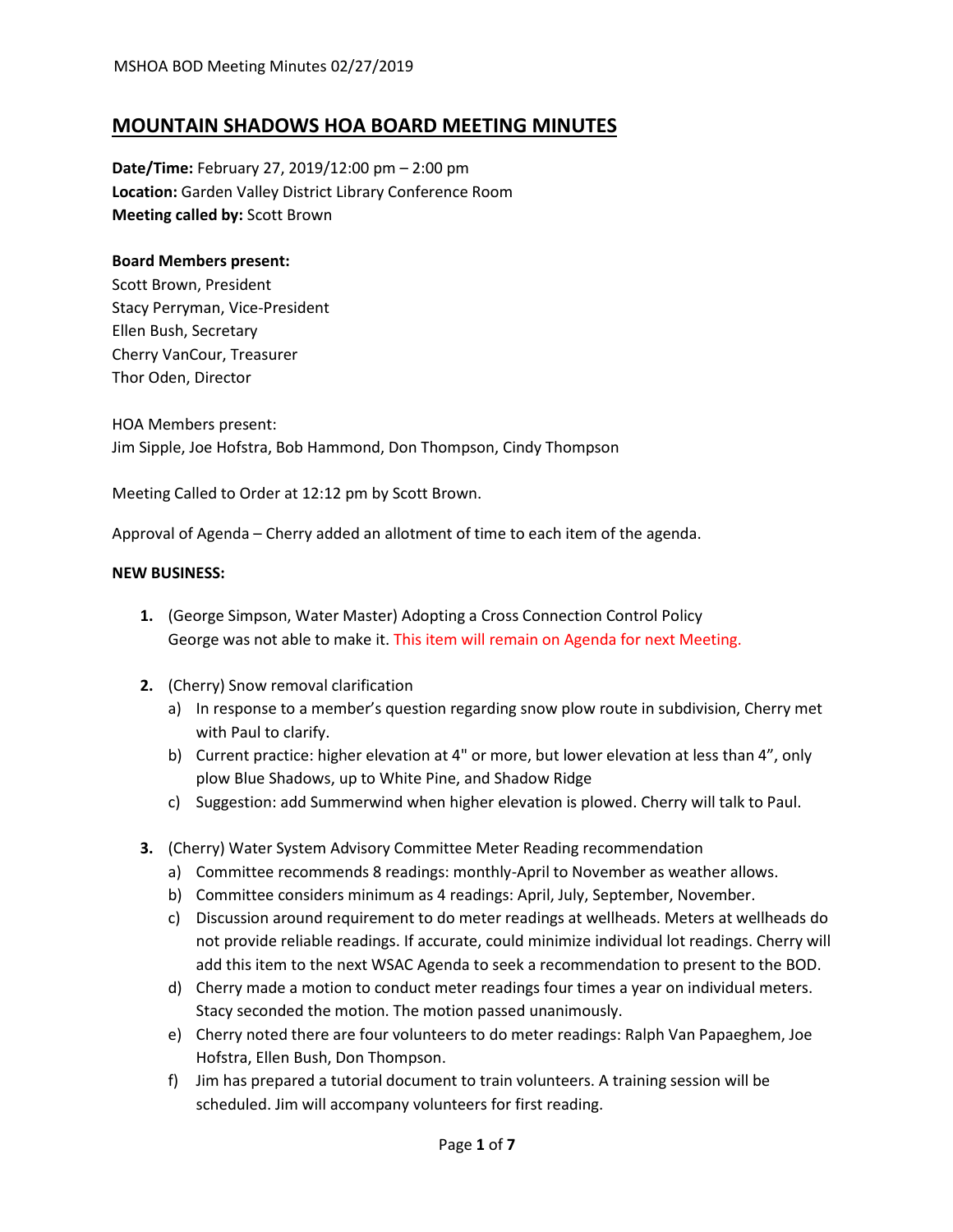# MOUNTAIN SHADOWS HOA BOARD MEETING MINUTES

**Date/Time:** February 27, 2019/12:00 pm – 2:00 pm
**Location:** Garden Valley District Library Conference Room
**Meeting called by:** Scott Brown

**Board Members present:**
Scott Brown, President
Stacy Perryman, Vice-President
Ellen Bush, Secretary
Cherry VanCour, Treasurer
Thor Oden, Director

HOA Members present:
Jim Sipple, Joe Hofstra, Bob Hammond, Don Thompson, Cindy Thompson

Meeting Called to Order at 12:12 pm by Scott Brown.

Approval of Agenda – Cherry added an allotment of time to each item of the agenda.

**NEW BUSINESS:**

1. (George Simpson, Water Master) Adopting a Cross Connection Control Policy
   George was not able to make it. This item will remain on Agenda for next Meeting.

2. (Cherry) Snow removal clarification
   a) In response to a member's question regarding snow plow route in subdivision, Cherry met with Paul to clarify.
   b) Current practice: higher elevation at 4" or more, but lower elevation at less than 4", only plow Blue Shadows, up to White Pine, and Shadow Ridge
   c) Suggestion: add Summerwind when higher elevation is plowed. Cherry will talk to Paul.

3. (Cherry) Water System Advisory Committee Meter Reading recommendation
   a) Committee recommends 8 readings: monthly-April to November as weather allows.
   b) Committee considers minimum as 4 readings: April, July, September, November.
   c) Discussion around requirement to do meter readings at wellheads. Meters at wellheads do not provide reliable readings. If accurate, could minimize individual lot readings. Cherry will add this item to the next WSAC Agenda to seek a recommendation to present to the BOD.
   d) Cherry made a motion to conduct meter readings four times a year on individual meters. Stacy seconded the motion. The motion passed unanimously.
   e) Cherry noted there are four volunteers to do meter readings: Ralph Van Papaeghem, Joe Hofstra, Ellen Bush, Don Thompson.
   f) Jim has prepared a tutorial document to train volunteers. A training session will be scheduled. Jim will accompany volunteers for first reading.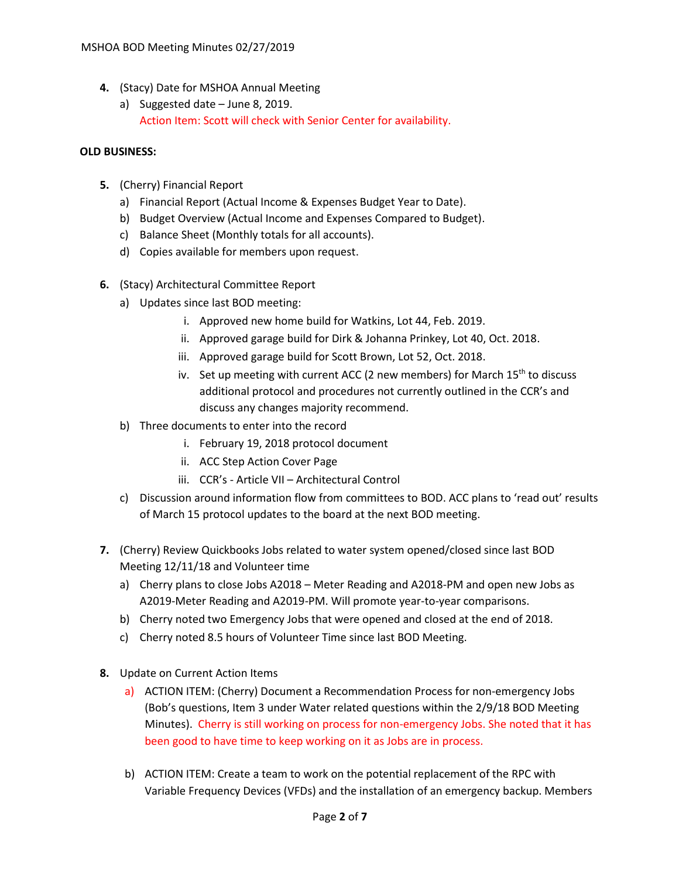4. (Stacy) Date for MSHOA Annual Meeting
   a) Suggested date – June 8, 2019.
      Action Item: Scott will check with Senior Center for availability.

**OLD BUSINESS:**

5. (Cherry) Financial Report
   a) Financial Report (Actual Income & Expenses Budget Year to Date).
   b) Budget Overview (Actual Income and Expenses Compared to Budget).
   c) Balance Sheet (Monthly totals for all accounts).
   d) Copies available for members upon request.

6. (Stacy) Architectural Committee Report
   a) Updates since last BOD meeting:
      i. Approved new home build for Watkins, Lot 44, Feb. 2019.
      ii. Approved garage build for Dirk & Johanna Prinkey, Lot 40, Oct. 2018.
      iii. Approved garage build for Scott Brown, Lot 52, Oct. 2018.
      iv. Set up meeting with current ACC (2 new members) for March 15th to discuss additional protocol and procedures not currently outlined in the CCR's and discuss any changes majority recommend.
   b) Three documents to enter into the record
      i. February 19, 2018 protocol document
      ii. ACC Step Action Cover Page
      iii. CCR's - Article VII – Architectural Control
   c) Discussion around information flow from committees to BOD. ACC plans to 'read out' results of March 15 protocol updates to the board at the next BOD meeting.

7. (Cherry) Review Quickbooks Jobs related to water system opened/closed since last BOD Meeting 12/11/18 and Volunteer time
   a) Cherry plans to close Jobs A2018 – Meter Reading and A2018-PM and open new Jobs as A2019-Meter Reading and A2019-PM. Will promote year-to-year comparisons.
   b) Cherry noted two Emergency Jobs that were opened and closed at the end of 2018.
   c) Cherry noted 8.5 hours of Volunteer Time since last BOD Meeting.

8. Update on Current Action Items
   a) ACTION ITEM: (Cherry) Document a Recommendation Process for non-emergency Jobs (Bob's questions, Item 3 under Water related questions within the 2/9/18 BOD Meeting Minutes). Cherry is still working on process for non-emergency Jobs. She noted that it has been good to have time to keep working on it as Jobs are in process.

   b) ACTION ITEM: Create a team to work on the potential replacement of the RPC with Variable Frequency Devices (VFDs) and the installation of an emergency backup. Members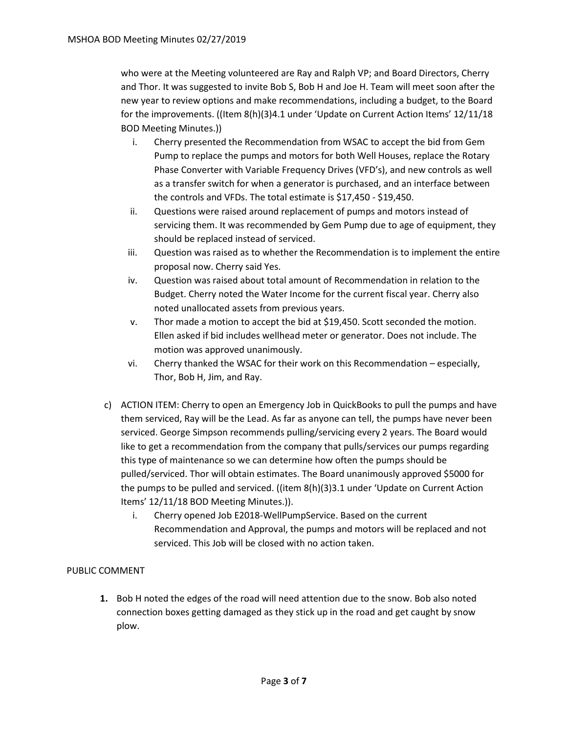who were at the Meeting volunteered are Ray and Ralph VP; and Board Directors, Cherry and Thor. It was suggested to invite Bob S, Bob H and Joe H. Team will meet soon after the new year to review options and make recommendations, including a budget, to the Board for the improvements. ((Item 8(h)(3)4.1 under 'Update on Current Action Items' 12/11/18 BOD Meeting Minutes.))

   i. Cherry presented the Recommendation from WSAC to accept the bid from Gem Pump to replace the pumps and motors for both Well Houses, replace the Rotary Phase Converter with Variable Frequency Drives (VFD's), and new controls as well as a transfer switch for when a generator is purchased, and an interface between the controls and VFDs. The total estimate is $17,450 - $19,450.
   ii. Questions were raised around replacement of pumps and motors instead of servicing them. It was recommended by Gem Pump due to age of equipment, they should be replaced instead of serviced.
   iii. Question was raised as to whether the Recommendation is to implement the entire proposal now. Cherry said Yes.
   iv. Question was raised about total amount of Recommendation in relation to the Budget. Cherry noted the Water Income for the current fiscal year. Cherry also noted unallocated assets from previous years.
   v. Thor made a motion to accept the bid at $19,450. Scott seconded the motion. Ellen asked if bid includes wellhead meter or generator. Does not include. The motion was approved unanimously.
   vi. Cherry thanked the WSAC for their work on this Recommendation – especially, Thor, Bob H, Jim, and Ray.

c) ACTION ITEM: Cherry to open an Emergency Job in QuickBooks to pull the pumps and have them serviced, Ray will be the Lead. As far as anyone can tell, the pumps have never been serviced. George Simpson recommends pulling/servicing every 2 years. The Board would like to get a recommendation from the company that pulls/services our pumps regarding this type of maintenance so we can determine how often the pumps should be pulled/serviced. Thor will obtain estimates. The Board unanimously approved $5000 for the pumps to be pulled and serviced. ((item 8(h)(3)3.1 under 'Update on Current Action Items' 12/11/18 BOD Meeting Minutes.)).

   i. Cherry opened Job E2018-WellPumpService. Based on the current Recommendation and Approval, the pumps and motors will be replaced and not serviced. This Job will be closed with no action taken.

PUBLIC COMMENT

1. Bob H noted the edges of the road will need attention due to the snow. Bob also noted connection boxes getting damaged as they stick up in the road and get caught by snow plow.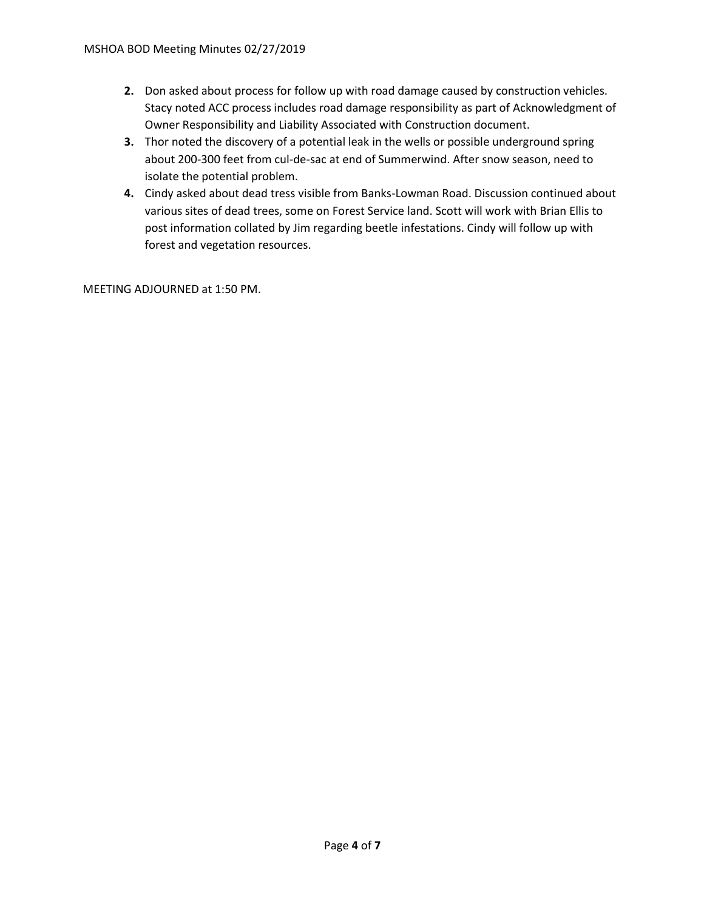2. Don asked about process for follow up with road damage caused by construction vehicles. Stacy noted ACC process includes road damage responsibility as part of Acknowledgment of Owner Responsibility and Liability Associated with Construction document.
3. Thor noted the discovery of a potential leak in the wells or possible underground spring about 200-300 feet from cul-de-sac at end of Summerwind. After snow season, need to isolate the potential problem.
4. Cindy asked about dead tress visible from Banks-Lowman Road. Discussion continued about various sites of dead trees, some on Forest Service land. Scott will work with Brian Ellis to post information collated by Jim regarding beetle infestations. Cindy will follow up with forest and vegetation resources.

MEETING ADJOURNED at 1:50 PM.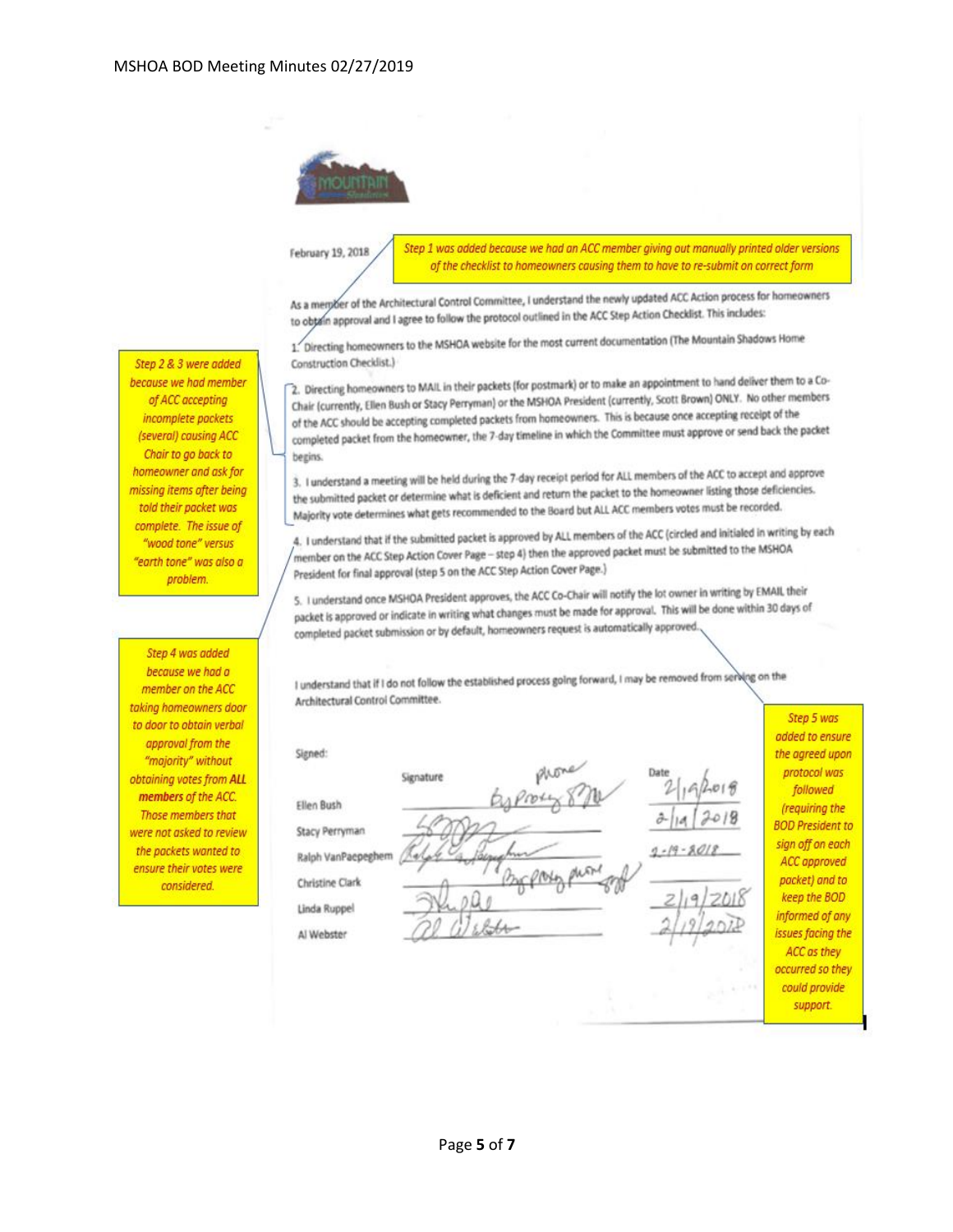February 19, 2018

> *Step 1 was added because we had an ACC member giving out manually printed older versions of the checklist to homeowners causing them to have to re-submit on correct form*

As a member of the Architectural Control Committee, I understand the newly updated ACC Action process for homeowners to obtain approval and I agree to follow the protocol outlined in the ACC Step Action Checklist. This includes:

1. Directing homeowners to the MSHOA website for the most current documentation (The Mountain Shadows Home Construction Checklist.)

2. Directing homeowners to MAIL in their packets (for postmark) or to make an appointment to hand deliver them to a Co-Chair (currently, Ellen Bush or Stacy Perryman) or the MSHOA President (currently, Scott Brown) ONLY. No other members of the ACC should be accepting completed packets from homeowners. This is because once accepting receipt of the completed packet from the homeowner, the 7-day timeline in which the Committee must approve or send back the packet begins.

3. I understand a meeting will be held during the 7-day receipt period for ALL members of the ACC to accept and approve the submitted packet or determine what is deficient and return the packet to the homeowner listing those deficiencies. Majority vote determines what gets recommended to the Board but ALL ACC members votes must be recorded.

> *Step 2 & 3 were added because we had member of ACC accepting incomplete packets (several) causing ACC Chair to go back to homeowner and ask for missing items after being told their packet was complete. The issue of "wood tone" versus "earth tone" was also a problem.*

4. I understand that if the submitted packet is approved by ALL members of the ACC (circled and initialed in writing by each member on the ACC Step Action Cover Page – step 4) then the approved packet must be submitted to the MSHOA President for final approval (step 5 on the ACC Step Action Cover Page.)

> *Step 4 was added because we had a member on the ACC taking homeowners door to door to obtain verbal approval from the "majority" without obtaining votes from **ALL members** of the ACC. Those members that were not asked to review the packets wanted to ensure their votes were considered.*

5. I understand once MSHOA President approves, the ACC Co-Chair will notify the lot owner in writing by EMAIL their packet is approved or indicate in writing what changes must be made for approval. This will be done within 30 days of completed packet submission or by default, homeowners request is automatically approved.

> *Step 5 was added to ensure the agreed upon protocol was followed (requiring the BOD President to sign off on each ACC approved packet) and to keep the BOD informed of any issues facing the ACC as they occurred so they could provide support.*

I understand that if I do not follow the established process going forward, I may be removed from serving on the Architectural Control Committee.

Signed:

| | Signature | Date |
|---|---|---|
| Ellen Bush | phone By Proxy [signature] | 2/19/2018 |
| Stacy Perryman | [signature] | 2/19/2018 |
| Ralph VanPaepeghem | [signature] | 2-19-2018 |
| Christine Clark | By Proxy phone [signature] | |
| Linda Ruppel | [signature] | 2/19/2018 |
| Al Webster | [signature] | 2/19/2018 |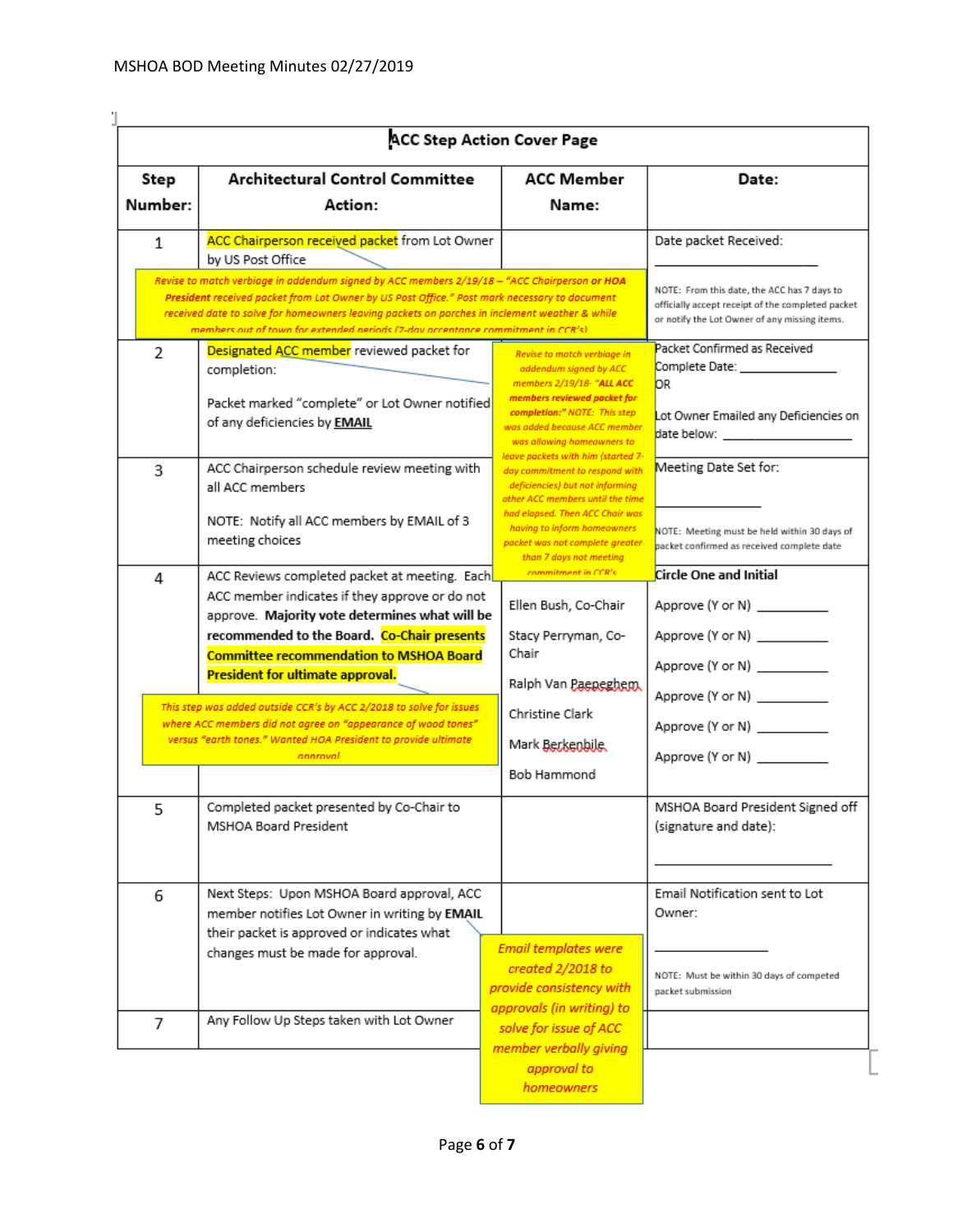| ACC Step Action Cover Page | | | |
|---|---|---|---|
| **Step Number:** | **Architectural Control Committee Action:** | **ACC Member Name:** | **Date:** |
| 1 | ACC Chairperson received packet from Lot Owner by US Post Office | | Date packet Received: ______________ NOTE: From this date, the ACC has 7 days to officially accept receipt of the completed packet or notify the Lot Owner of any missing items. |
| 2 | Designated ACC member reviewed packet for completion: Packet marked "complete" or Lot Owner notified of any deficiencies by **EMAIL** | | Packet Confirmed as Received Complete Date: ______________ OR Lot Owner Emailed any Deficiencies on date below: ______________ |
| 3 | ACC Chairperson schedule review meeting with all ACC members NOTE: Notify all ACC members by EMAIL of 3 meeting choices | | Meeting Date Set for: ______________ NOTE: Meeting must be held within 30 days of packet confirmed as received complete date |
| 4 | ACC Reviews completed packet at meeting. Each ACC member indicates if they approve or do not approve. **Majority vote determines what will be recommended to the Board. Co-Chair presents Committee recommendation to MSHOA Board President for ultimate approval.** | Ellen Bush, Co-Chair<br>Stacy Perryman, Co-Chair<br>Ralph Van Paepeghem<br>Christine Clark<br>Mark Berkenbile<br>Bob Hammond | **Circle One and Initial**<br>Approve (Y or N) __________<br>Approve (Y or N) __________<br>Approve (Y or N) __________<br>Approve (Y or N) __________<br>Approve (Y or N) __________<br>Approve (Y or N) __________ |
| 5 | Completed packet presented by Co-Chair to MSHOA Board President | | MSHOA Board President Signed off (signature and date): ______________ |
| 6 | Next Steps: Upon MSHOA Board approval, ACC member notifies Lot Owner in writing by **EMAIL** their packet is approved or indicates what changes must be made for approval. | | Email Notification sent to Lot Owner: ______________ NOTE: Must be within 30 days of competed packet submission |
| 7 | Any Follow Up Steps taken with Lot Owner | | |

*Comment (Step 1): Revise to match verbiage in addendum signed by ACC members 2/19/18 – "ACC Chairperson **or HOA President** received packet from Lot Owner by US Post Office." Post mark necessary to document received date to solve for homeowners leaving packets on porches in inclement weather & while members out of town for extended periods (7-day acceptance commitment in CCR's)*

*Comment (Step 2): Revise to match verbiage in addendum signed by ACC members 2/19/18- "**ALL ACC members reviewed packet for completion:**" NOTE: This step was added because ACC member was allowing homeowners to leave packets with him (started 7-day commitment to respond with deficiencies) but not informing other ACC members until the time had elapsed. Then ACC Chair was having to inform homeowners packet was not complete greater than 7 days not meeting commitment in CCR's*

*Comment (Step 4): This step was added outside CCR's by ACC 2/2018 to solve for issues where ACC members did not agree on "appearance of wood tones" versus "earth tones." Wanted HOA President to provide ultimate approval*

*Comment (Step 6): Email templates were created 2/2018 to provide consistency with approvals (in writing) to solve for issue of ACC member verbally giving approval to homeowners*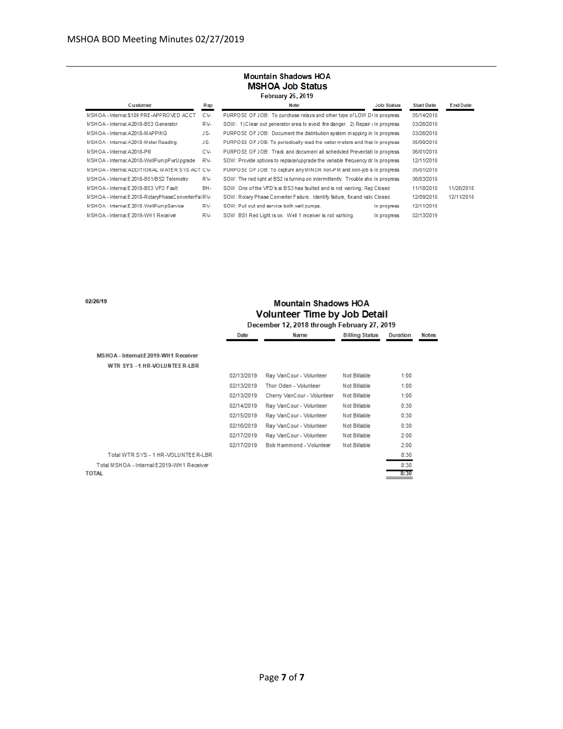## Mountain Shadows HOA
## MSHOA Job Status
**February 26, 2019**

| Customer | Rep | Note | Job Status | Start Date | End Date |
|---|---|---|---|---|---|
| MSHOA - Internal:$100 PRE-APPROVED ACCT | CV- | PURPOSE OF JOB: To purchase relays and other type of LOW D | In progress | 05/14/2018 | |
| MSHOA - Internal:A2018-BS3 Generator | RV- | SOW: 1) Clean out generator area to avoid fire danger. 2) Repair | In progress | 03/26/2018 | |
| MSHOA - Internal:A2018-MAPPING | JS- | PURPOSE OF JOB: Document the distribution system mapping in | In progress | 03/26/2018 | |
| MSHOA - Internal:A2018-Meter Reading | JS- | PURPOSE OF JOB: To periodically read the water meters and thes | In progress | 05/09/2018 | |
| MSHOA - Internal:A2018-PM | CV- | PURPOSE OF JOB: Track and document all scheduled Preventati | In progress | 06/01/2018 | |
| MSHOA - Internal:A2018-WellPumpPwrUpgrade | RV- | SOW: Provide options to replace/upgrade the variable frequency dr | In progress | 12/11/2018 | |
| MSHOA - Internal:ADDITIONAL WATER SYS ACT | CV- | PURPOSE OF JOB: To capture any MINOR non-PM and non-job s | In progress | 05/01/2018 | |
| MSHOA - Internal:E2018-BS1/BS2 Telemetry | RV- | SOW: The red light at BS2 is turning on intermittently. Trouble sho | In progress | 06/03/2018 | |
| MSHOA - Internal:E2018-BS3 VFD Fault | BH- | SOW One of the VFD's at BS3 has faulted and is not working. Rep | Closed | 11/18/2018 | 11/26/2018 |
| MSHOA - Internal:E2018-RotaryPhaseConverterFai | RV- | SOW: Rotary Phase Converter Failure. Identify failure, fix and valic | Closed | 12/09/2018 | 12/11/2018 |
| MSHOA - Internal:E2018-WellPumpService | RV- | SOW: Pull out and service both well pumps. | In progress | 12/11/2018 | |
| MSHOA - Internal:E2019-WH1 Receiver | RV- | SOW BS1 Red Light is on. Well 1 receiver is not working | In progress | 02/13/2019 | |

02/26/19

## Mountain Shadows HOA
## Volunteer Time by Job Detail
**December 12, 2018 through February 27, 2019**

| | Date | Name | Billing Status | Duration | Notes |
|---|---|---|---|---|---|
| **MSHOA - Internal:E2019-WH1 Receiver** | | | | | |
| **WTR SYS - 1 HR-VOLUNTEER-LBR** | | | | | |
| | 02/13/2019 | Ray VanCour - Volunteer | Not Billable | 1:00 | |
| | 02/13/2019 | Thor Oden - Volunteer | Not Billable | 1:00 | |
| | 02/13/2019 | Cherry VanCour - Volunteer | Not Billable | 1:00 | |
| | 02/14/2019 | Ray VanCour - Volunteer | Not Billable | 0:30 | |
| | 02/15/2019 | Ray VanCour - Volunteer | Not Billable | 0:30 | |
| | 02/16/2019 | Ray VanCour - Volunteer | Not Billable | 0:30 | |
| | 02/17/2019 | Ray VanCour - Volunteer | Not Billable | 2:00 | |
| | 02/17/2019 | Bob Hammond - Volunteer | Not Billable | 2:00 | |
| Total WTR SYS - 1 HR-VOLUNTEER-LBR | | | | 8:30 | |
| Total MSHOA - Internal:E2019-WH1 Receiver | | | | 8:30 | |
| **TOTAL** | | | | 8:30 | |